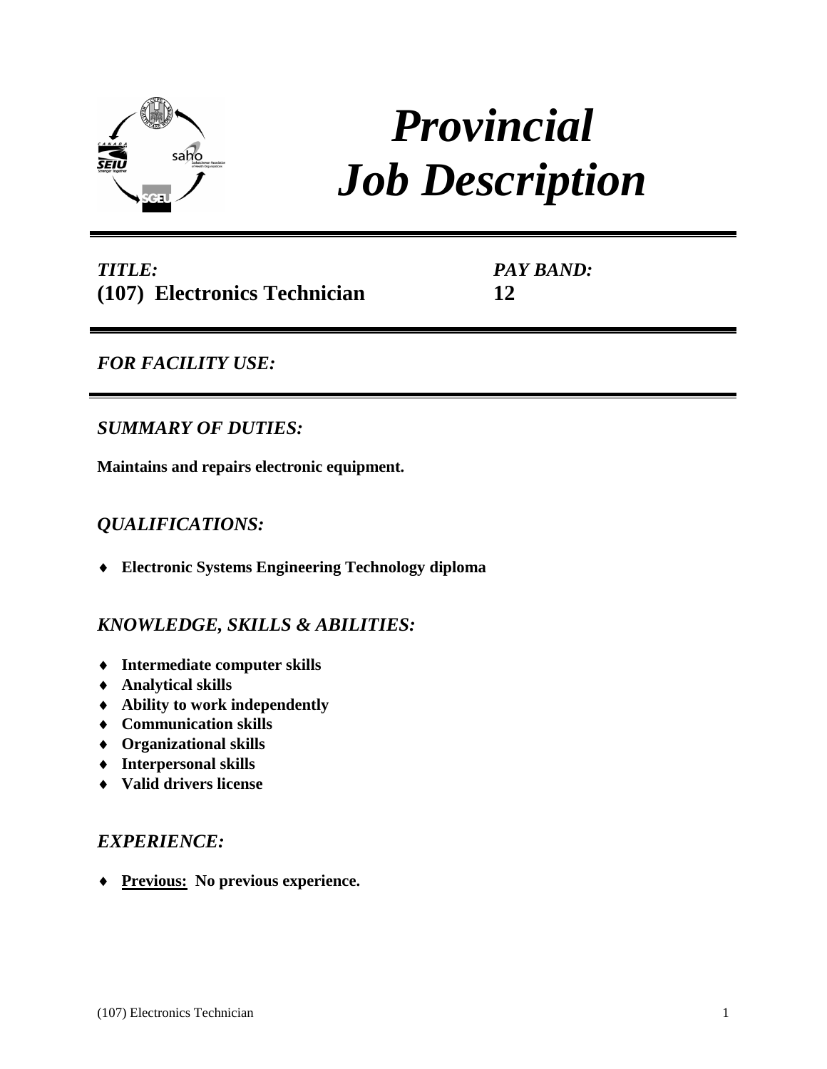# *Provincial Job Description*

| *TITLE:* | *PAY BAND:* |
|---|---|
| **(107) Electronics Technician** | **12** |

## *FOR FACILITY USE:*

## *SUMMARY OF DUTIES:*

**Maintains and repairs electronic equipment.**

## *QUALIFICATIONS:*

- **Electronic Systems Engineering Technology diploma**

## *KNOWLEDGE, SKILLS & ABILITIES:*

- **Intermediate computer skills**
- **Analytical skills**
- **Ability to work independently**
- **Communication skills**
- **Organizational skills**
- **Interpersonal skills**
- **Valid drivers license**

## *EXPERIENCE:*

- **Previous: No previous experience.**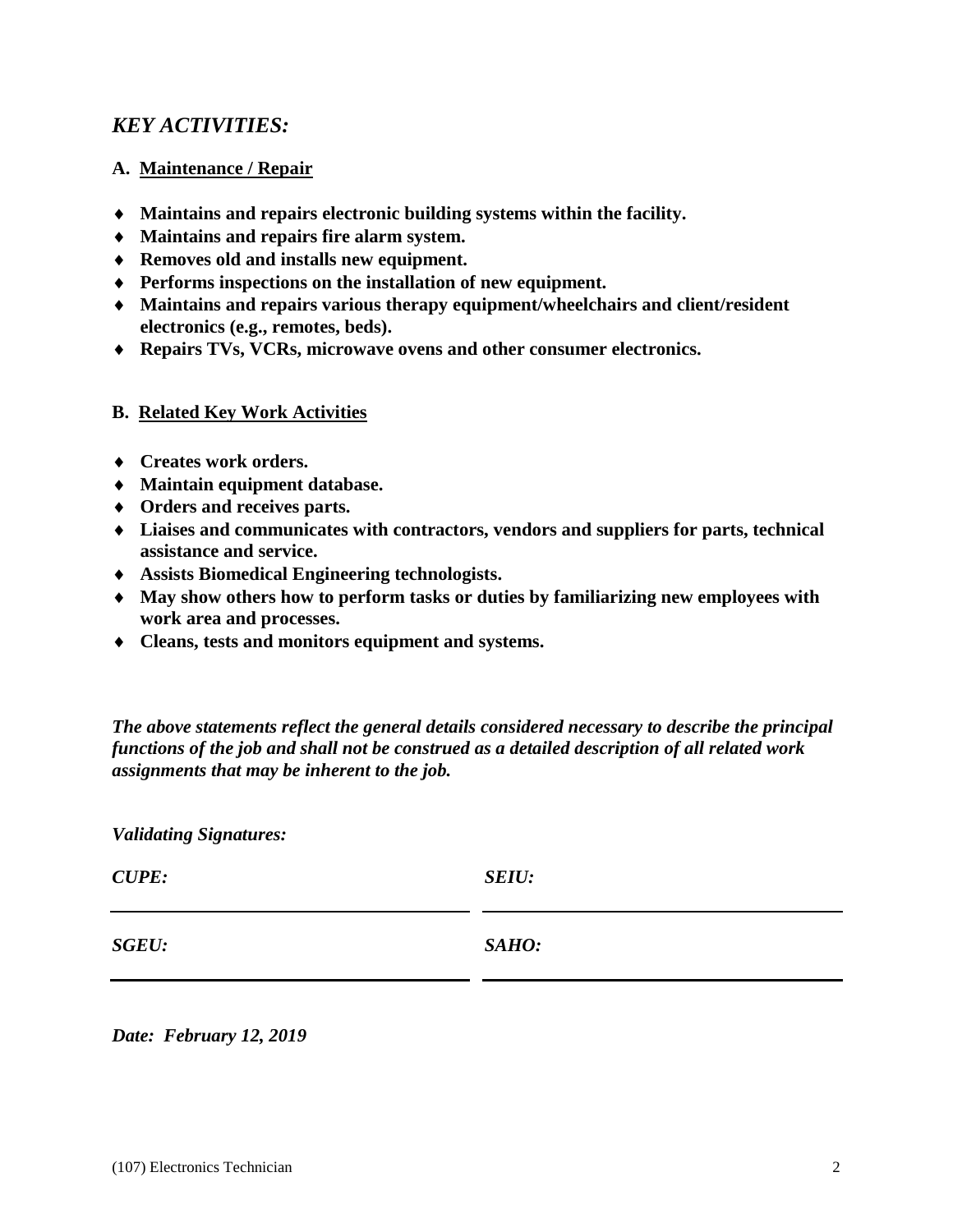## *KEY ACTIVITIES:*

### A. Maintenance / Repair

- **Maintains and repairs electronic building systems within the facility.**
- **Maintains and repairs fire alarm system.**
- **Removes old and installs new equipment.**
- **Performs inspections on the installation of new equipment.**
- **Maintains and repairs various therapy equipment/wheelchairs and client/resident electronics (e.g., remotes, beds).**
- **Repairs TVs, VCRs, microwave ovens and other consumer electronics.**

### B. Related Key Work Activities

- **Creates work orders.**
- **Maintain equipment database.**
- **Orders and receives parts.**
- **Liaises and communicates with contractors, vendors and suppliers for parts, technical assistance and service.**
- **Assists Biomedical Engineering technologists.**
- **May show others how to perform tasks or duties by familiarizing new employees with work area and processes.**
- **Cleans, tests and monitors equipment and systems.**

***The above statements reflect the general details considered necessary to describe the principal functions of the job and shall not be construed as a detailed description of all related work assignments that may be inherent to the job.***

***Validating Signatures:***

***CUPE:*** ______________________________ ***SEIU:*** ______________________________

***SGEU:*** ______________________________ ***SAHO:*** ______________________________

***Date: February 12, 2019***